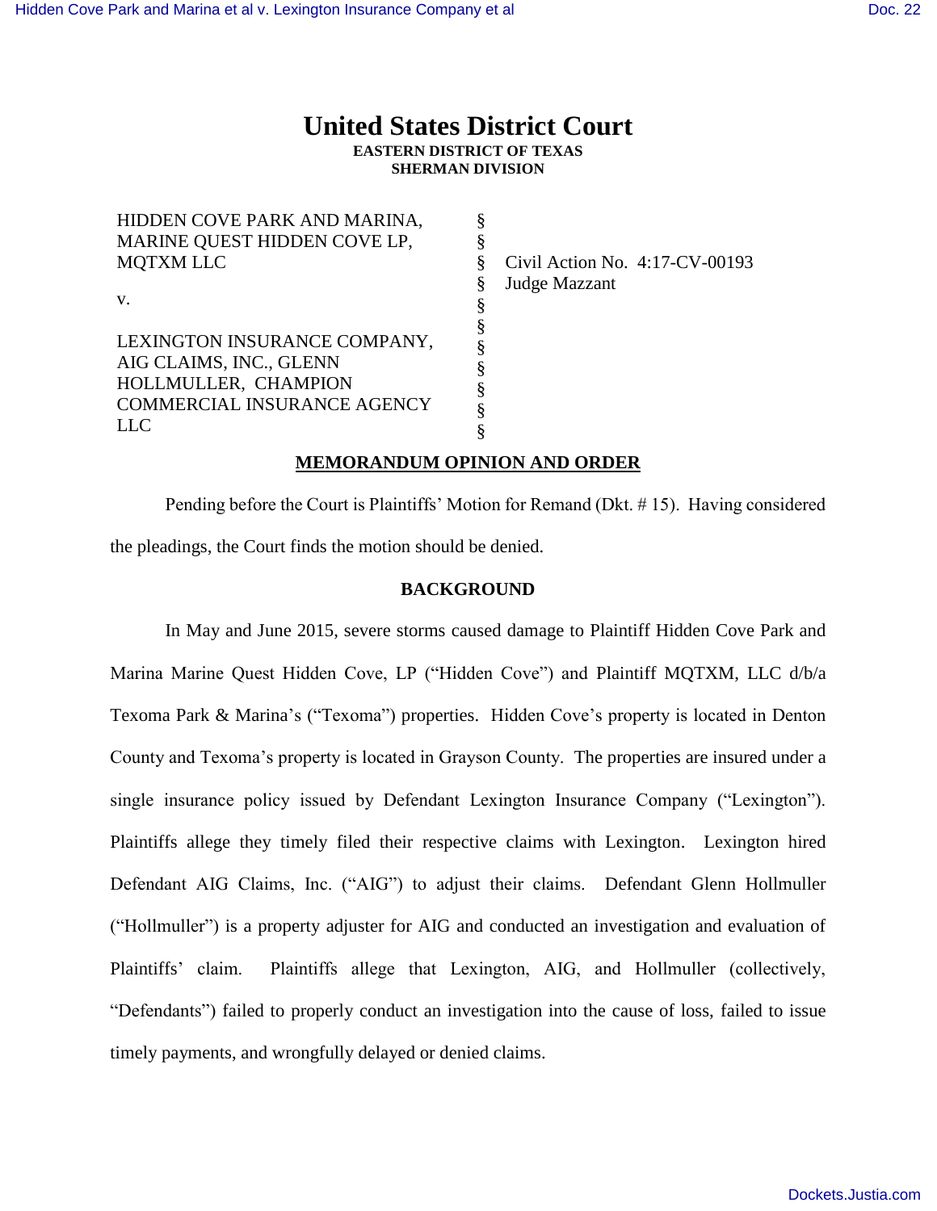# United States District Court

**EASTERN DISTRICT OF TEXAS**
**SHERMAN DIVISION**

| | | |
|---|---|---|
| HIDDEN COVE PARK AND MARINA, MARINE QUEST HIDDEN COVE LP, MQTXM LLC | § | Civil Action No. 4:17-CV-00193 |
| | § | Judge Mazzant |
| v. | § | |
| | § | |
| LEXINGTON INSURANCE COMPANY, AIG CLAIMS, INC., GLENN HOLLMULLER, CHAMPION COMMERCIAL INSURANCE AGENCY LLC | § | |

## MEMORANDUM OPINION AND ORDER

Pending before the Court is Plaintiffs' Motion for Remand (Dkt. # 15). Having considered the pleadings, the Court finds the motion should be denied.

## BACKGROUND

In May and June 2015, severe storms caused damage to Plaintiff Hidden Cove Park and Marina Marine Quest Hidden Cove, LP ("Hidden Cove") and Plaintiff MQTXM, LLC d/b/a Texoma Park & Marina's ("Texoma") properties. Hidden Cove's property is located in Denton County and Texoma's property is located in Grayson County. The properties are insured under a single insurance policy issued by Defendant Lexington Insurance Company ("Lexington"). Plaintiffs allege they timely filed their respective claims with Lexington. Lexington hired Defendant AIG Claims, Inc. ("AIG") to adjust their claims. Defendant Glenn Hollmuller ("Hollmuller") is a property adjuster for AIG and conducted an investigation and evaluation of Plaintiffs' claim. Plaintiffs allege that Lexington, AIG, and Hollmuller (collectively, "Defendants") failed to properly conduct an investigation into the cause of loss, failed to issue timely payments, and wrongfully delayed or denied claims.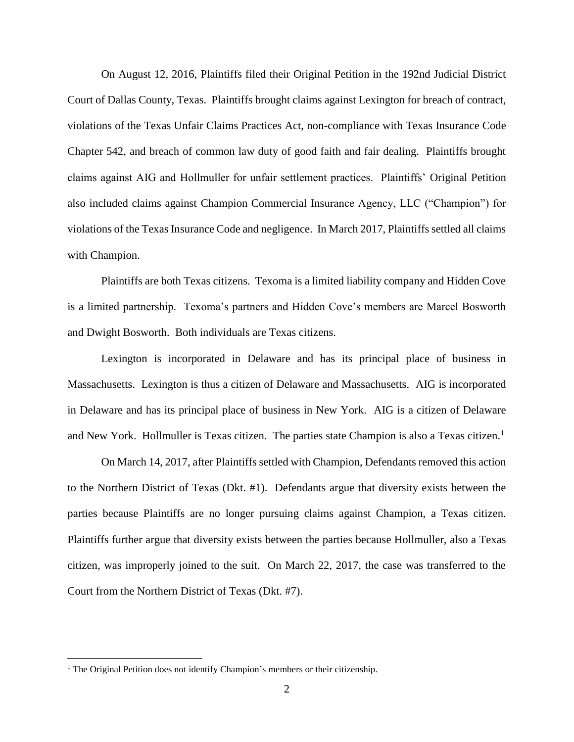On August 12, 2016, Plaintiffs filed their Original Petition in the 192nd Judicial District Court of Dallas County, Texas. Plaintiffs brought claims against Lexington for breach of contract, violations of the Texas Unfair Claims Practices Act, non-compliance with Texas Insurance Code Chapter 542, and breach of common law duty of good faith and fair dealing. Plaintiffs brought claims against AIG and Hollmuller for unfair settlement practices. Plaintiffs' Original Petition also included claims against Champion Commercial Insurance Agency, LLC ("Champion") for violations of the Texas Insurance Code and negligence. In March 2017, Plaintiffs settled all claims with Champion.

Plaintiffs are both Texas citizens. Texoma is a limited liability company and Hidden Cove is a limited partnership. Texoma's partners and Hidden Cove's members are Marcel Bosworth and Dwight Bosworth. Both individuals are Texas citizens.

Lexington is incorporated in Delaware and has its principal place of business in Massachusetts. Lexington is thus a citizen of Delaware and Massachusetts. AIG is incorporated in Delaware and has its principal place of business in New York. AIG is a citizen of Delaware and New York. Hollmuller is Texas citizen. The parties state Champion is also a Texas citizen.[1]

On March 14, 2017, after Plaintiffs settled with Champion, Defendants removed this action to the Northern District of Texas (Dkt. #1). Defendants argue that diversity exists between the parties because Plaintiffs are no longer pursuing claims against Champion, a Texas citizen. Plaintiffs further argue that diversity exists between the parties because Hollmuller, also a Texas citizen, was improperly joined to the suit. On March 22, 2017, the case was transferred to the Court from the Northern District of Texas (Dkt. #7).

[1] The Original Petition does not identify Champion's members or their citizenship.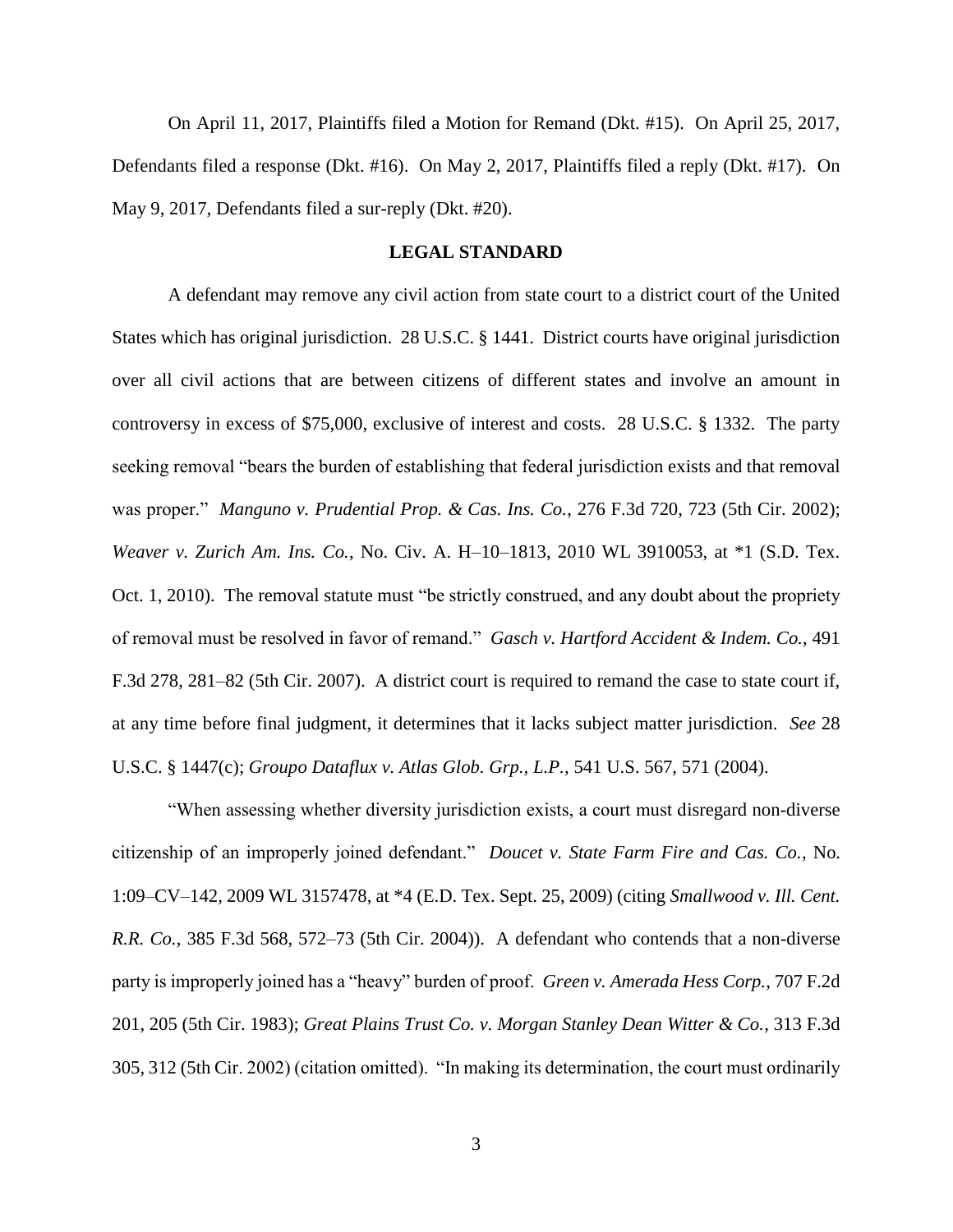On April 11, 2017, Plaintiffs filed a Motion for Remand (Dkt. #15). On April 25, 2017, Defendants filed a response (Dkt. #16). On May 2, 2017, Plaintiffs filed a reply (Dkt. #17). On May 9, 2017, Defendants filed a sur-reply (Dkt. #20).

## LEGAL STANDARD

A defendant may remove any civil action from state court to a district court of the United States which has original jurisdiction. 28 U.S.C. § 1441. District courts have original jurisdiction over all civil actions that are between citizens of different states and involve an amount in controversy in excess of $75,000, exclusive of interest and costs. 28 U.S.C. § 1332. The party seeking removal "bears the burden of establishing that federal jurisdiction exists and that removal was proper." *Manguno v. Prudential Prop. & Cas. Ins. Co.*, 276 F.3d 720, 723 (5th Cir. 2002); *Weaver v. Zurich Am. Ins. Co.*, No. Civ. A. H–10–1813, 2010 WL 3910053, at *1 (S.D. Tex. Oct. 1, 2010). The removal statute must "be strictly construed, and any doubt about the propriety of removal must be resolved in favor of remand." *Gasch v. Hartford Accident & Indem. Co.*, 491 F.3d 278, 281–82 (5th Cir. 2007). A district court is required to remand the case to state court if, at any time before final judgment, it determines that it lacks subject matter jurisdiction. *See* 28 U.S.C. § 1447(c); *Groupo Dataflux v. Atlas Glob. Grp., L.P.*, 541 U.S. 567, 571 (2004).

"When assessing whether diversity jurisdiction exists, a court must disregard non-diverse citizenship of an improperly joined defendant." *Doucet v. State Farm Fire and Cas. Co.*, No. 1:09–CV–142, 2009 WL 3157478, at *4 (E.D. Tex. Sept. 25, 2009) (citing *Smallwood v. Ill. Cent. R.R. Co.*, 385 F.3d 568, 572–73 (5th Cir. 2004)). A defendant who contends that a non-diverse party is improperly joined has a "heavy" burden of proof. *Green v. Amerada Hess Corp.*, 707 F.2d 201, 205 (5th Cir. 1983); *Great Plains Trust Co. v. Morgan Stanley Dean Witter & Co.*, 313 F.3d 305, 312 (5th Cir. 2002) (citation omitted). "In making its determination, the court must ordinarily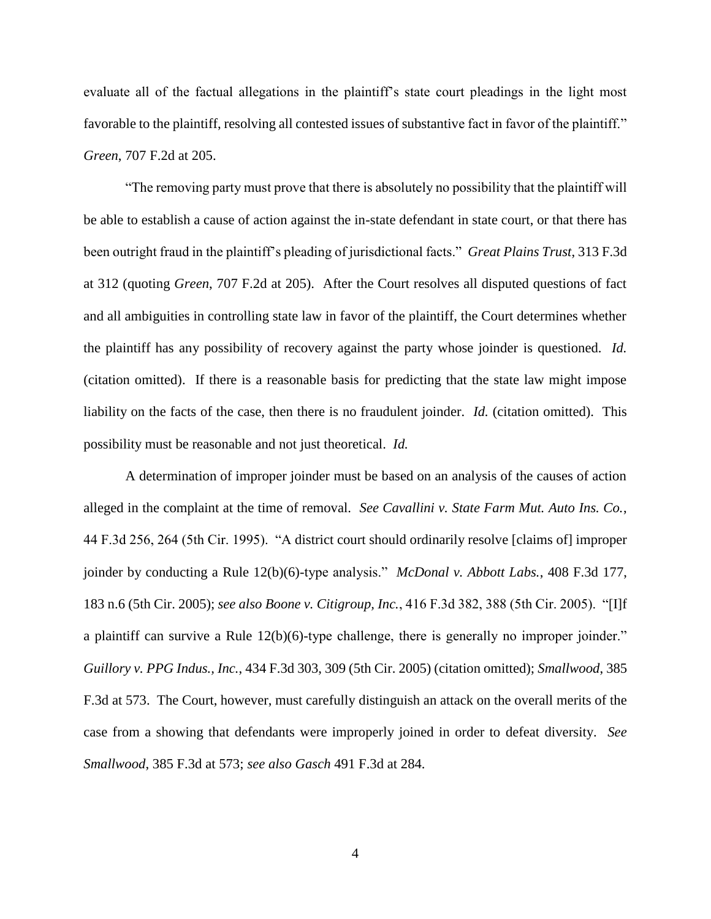evaluate all of the factual allegations in the plaintiff's state court pleadings in the light most favorable to the plaintiff, resolving all contested issues of substantive fact in favor of the plaintiff." *Green*, 707 F.2d at 205.

"The removing party must prove that there is absolutely no possibility that the plaintiff will be able to establish a cause of action against the in-state defendant in state court, or that there has been outright fraud in the plaintiff's pleading of jurisdictional facts." *Great Plains Trust*, 313 F.3d at 312 (quoting *Green*, 707 F.2d at 205). After the Court resolves all disputed questions of fact and all ambiguities in controlling state law in favor of the plaintiff, the Court determines whether the plaintiff has any possibility of recovery against the party whose joinder is questioned. *Id.* (citation omitted). If there is a reasonable basis for predicting that the state law might impose liability on the facts of the case, then there is no fraudulent joinder. *Id.* (citation omitted). This possibility must be reasonable and not just theoretical. *Id.*

A determination of improper joinder must be based on an analysis of the causes of action alleged in the complaint at the time of removal. *See Cavallini v. State Farm Mut. Auto Ins. Co.*, 44 F.3d 256, 264 (5th Cir. 1995). "A district court should ordinarily resolve [claims of] improper joinder by conducting a Rule 12(b)(6)-type analysis." *McDonal v. Abbott Labs.*, 408 F.3d 177, 183 n.6 (5th Cir. 2005); *see also Boone v. Citigroup, Inc.*, 416 F.3d 382, 388 (5th Cir. 2005). "[I]f a plaintiff can survive a Rule 12(b)(6)-type challenge, there is generally no improper joinder." *Guillory v. PPG Indus., Inc.*, 434 F.3d 303, 309 (5th Cir. 2005) (citation omitted); *Smallwood*, 385 F.3d at 573. The Court, however, must carefully distinguish an attack on the overall merits of the case from a showing that defendants were improperly joined in order to defeat diversity. *See Smallwood*, 385 F.3d at 573; *see also Gasch* 491 F.3d at 284.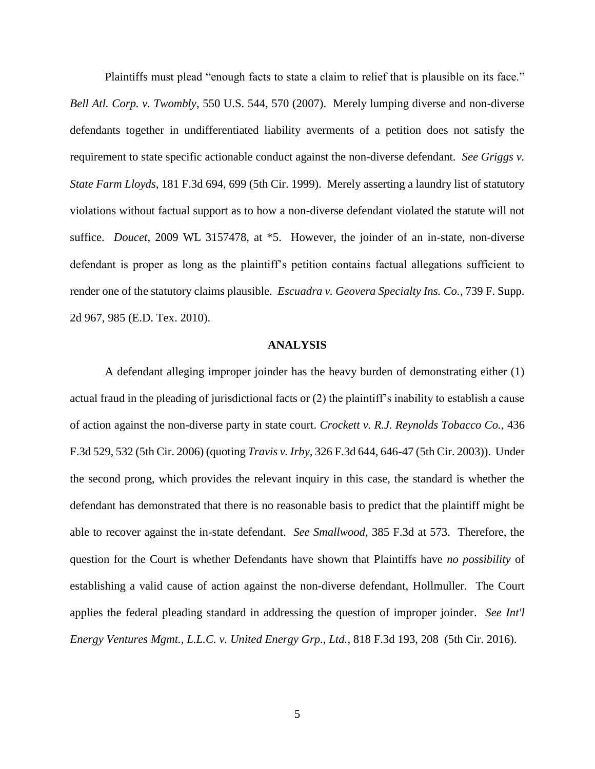Plaintiffs must plead "enough facts to state a claim to relief that is plausible on its face." *Bell Atl. Corp. v. Twombly*, 550 U.S. 544, 570 (2007). Merely lumping diverse and non-diverse defendants together in undifferentiated liability averments of a petition does not satisfy the requirement to state specific actionable conduct against the non-diverse defendant. *See Griggs v. State Farm Lloyds*, 181 F.3d 694, 699 (5th Cir. 1999). Merely asserting a laundry list of statutory violations without factual support as to how a non-diverse defendant violated the statute will not suffice. *Doucet*, 2009 WL 3157478, at *5. However, the joinder of an in-state, non-diverse defendant is proper as long as the plaintiff's petition contains factual allegations sufficient to render one of the statutory claims plausible. *Escuadra v. Geovera Specialty Ins. Co.*, 739 F. Supp. 2d 967, 985 (E.D. Tex. 2010).

## ANALYSIS

A defendant alleging improper joinder has the heavy burden of demonstrating either (1) actual fraud in the pleading of jurisdictional facts or (2) the plaintiff's inability to establish a cause of action against the non-diverse party in state court. *Crockett v. R.J. Reynolds Tobacco Co.*, 436 F.3d 529, 532 (5th Cir. 2006) (quoting *Travis v. Irby*, 326 F.3d 644, 646-47 (5th Cir. 2003)). Under the second prong, which provides the relevant inquiry in this case, the standard is whether the defendant has demonstrated that there is no reasonable basis to predict that the plaintiff might be able to recover against the in-state defendant. *See Smallwood*, 385 F.3d at 573. Therefore, the question for the Court is whether Defendants have shown that Plaintiffs have *no possibility* of establishing a valid cause of action against the non-diverse defendant, Hollmuller. The Court applies the federal pleading standard in addressing the question of improper joinder. *See Int'l Energy Ventures Mgmt., L.L.C. v. United Energy Grp., Ltd.*, 818 F.3d 193, 208 (5th Cir. 2016).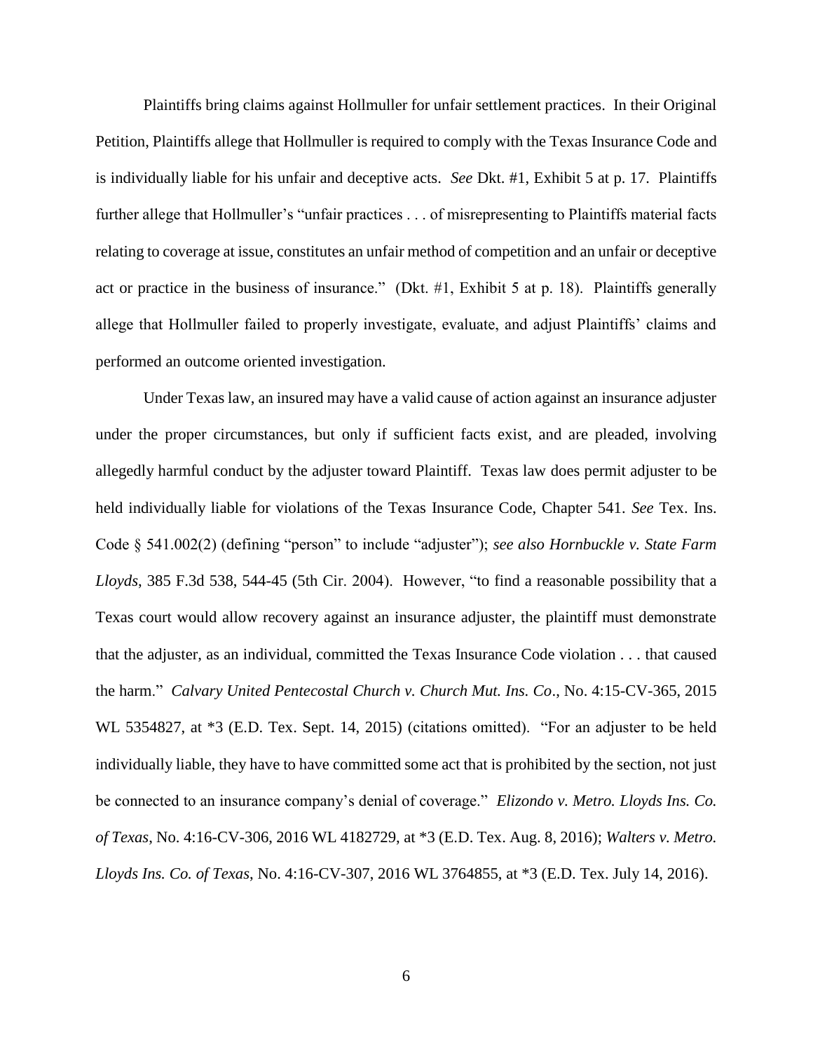Plaintiffs bring claims against Hollmuller for unfair settlement practices. In their Original Petition, Plaintiffs allege that Hollmuller is required to comply with the Texas Insurance Code and is individually liable for his unfair and deceptive acts. *See* Dkt. #1, Exhibit 5 at p. 17. Plaintiffs further allege that Hollmuller's "unfair practices . . . of misrepresenting to Plaintiffs material facts relating to coverage at issue, constitutes an unfair method of competition and an unfair or deceptive act or practice in the business of insurance." (Dkt. #1, Exhibit 5 at p. 18). Plaintiffs generally allege that Hollmuller failed to properly investigate, evaluate, and adjust Plaintiffs' claims and performed an outcome oriented investigation.

Under Texas law, an insured may have a valid cause of action against an insurance adjuster under the proper circumstances, but only if sufficient facts exist, and are pleaded, involving allegedly harmful conduct by the adjuster toward Plaintiff. Texas law does permit adjuster to be held individually liable for violations of the Texas Insurance Code, Chapter 541. *See* Tex. Ins. Code § 541.002(2) (defining "person" to include "adjuster"); *see also Hornbuckle v. State Farm Lloyds*, 385 F.3d 538, 544-45 (5th Cir. 2004). However, "to find a reasonable possibility that a Texas court would allow recovery against an insurance adjuster, the plaintiff must demonstrate that the adjuster, as an individual, committed the Texas Insurance Code violation . . . that caused the harm." *Calvary United Pentecostal Church v. Church Mut. Ins. Co*., No. 4:15-CV-365, 2015 WL 5354827, at *3 (E.D. Tex. Sept. 14, 2015) (citations omitted). "For an adjuster to be held individually liable, they have to have committed some act that is prohibited by the section, not just be connected to an insurance company's denial of coverage." *Elizondo v. Metro. Lloyds Ins. Co. of Texas*, No. 4:16-CV-306, 2016 WL 4182729, at *3 (E.D. Tex. Aug. 8, 2016); *Walters v. Metro. Lloyds Ins. Co. of Texas*, No. 4:16-CV-307, 2016 WL 3764855, at *3 (E.D. Tex. July 14, 2016).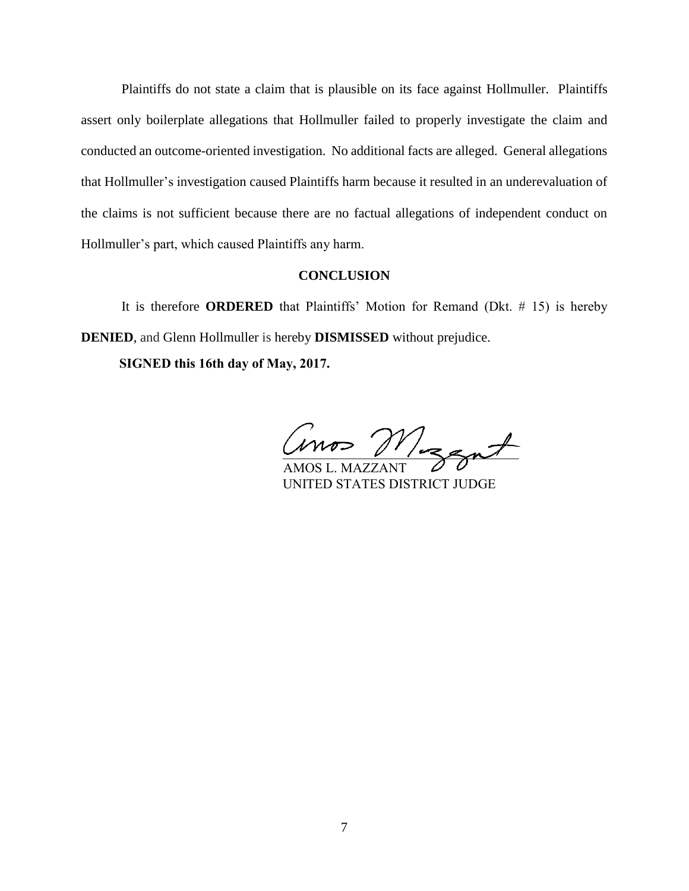Plaintiffs do not state a claim that is plausible on its face against Hollmuller. Plaintiffs assert only boilerplate allegations that Hollmuller failed to properly investigate the claim and conducted an outcome-oriented investigation. No additional facts are alleged. General allegations that Hollmuller's investigation caused Plaintiffs harm because it resulted in an underevaluation of the claims is not sufficient because there are no factual allegations of independent conduct on Hollmuller's part, which caused Plaintiffs any harm.

## CONCLUSION

It is therefore **ORDERED** that Plaintiffs' Motion for Remand (Dkt. # 15) is hereby **DENIED**, and Glenn Hollmuller is hereby **DISMISSED** without prejudice.

**SIGNED this 16th day of May, 2017.**

AMOS L. MAZZANT
UNITED STATES DISTRICT JUDGE